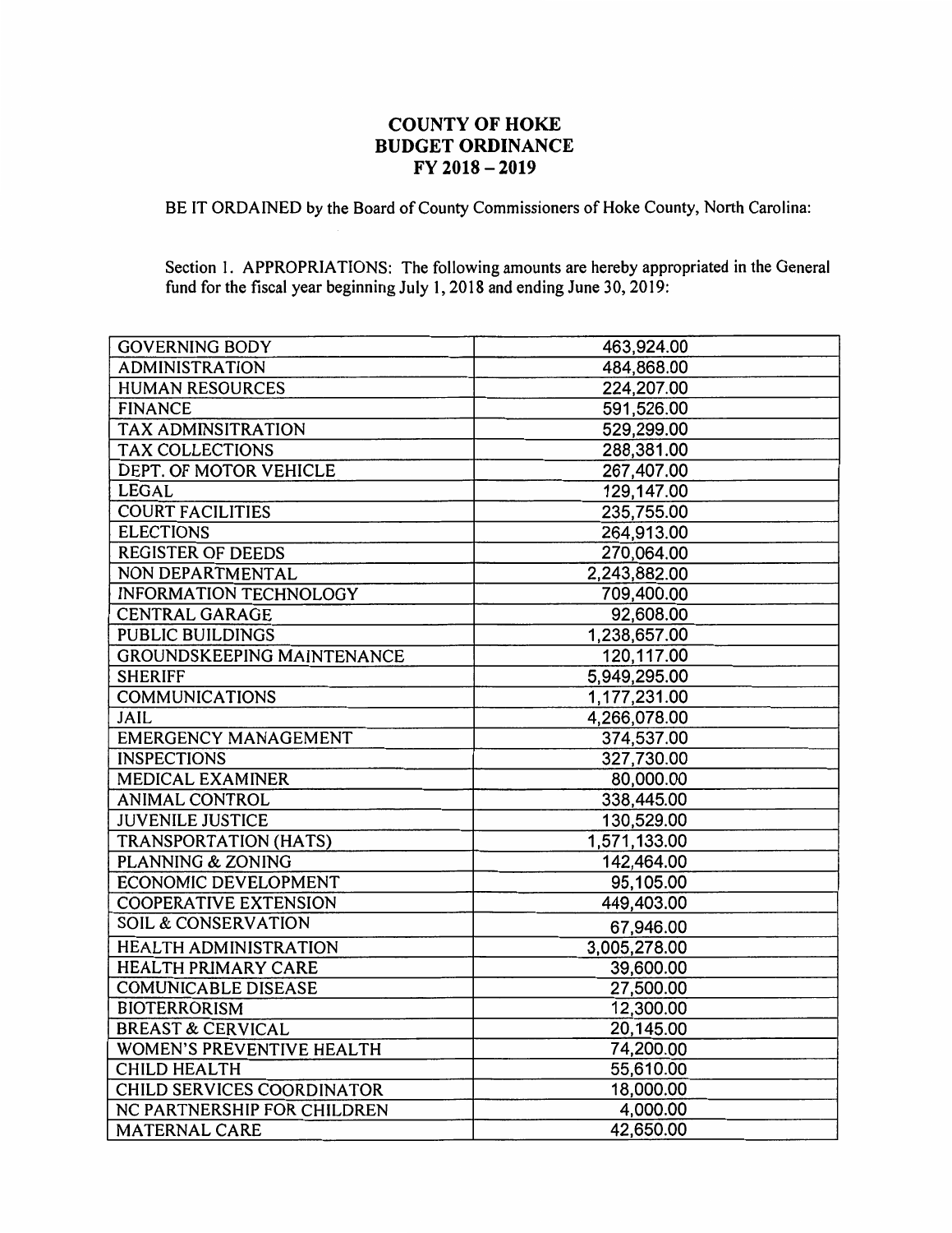# COUNTY OF HOKE
# BUDGET ORDINANCE
# FY 2018 – 2019

BE IT ORDAINED by the Board of County Commissioners of Hoke County, North Carolina:

Section 1. APPROPRIATIONS: The following amounts are hereby appropriated in the General fund for the fiscal year beginning July 1, 2018 and ending June 30, 2019:

| | |
|---|---|
| GOVERNING BODY | 463,924.00 |
| ADMINISTRATION | 484,868.00 |
| HUMAN RESOURCES | 224,207.00 |
| FINANCE | 591,526.00 |
| TAX ADMINSITRATION | 529,299.00 |
| TAX COLLECTIONS | 288,381.00 |
| DEPT. OF MOTOR VEHICLE | 267,407.00 |
| LEGAL | 129,147.00 |
| COURT FACILITIES | 235,755.00 |
| ELECTIONS | 264,913.00 |
| REGISTER OF DEEDS | 270,064.00 |
| NON DEPARTMENTAL | 2,243,882.00 |
| INFORMATION TECHNOLOGY | 709,400.00 |
| CENTRAL GARAGE | 92,608.00 |
| PUBLIC BUILDINGS | 1,238,657.00 |
| GROUNDSKEEPING MAINTENANCE | 120,117.00 |
| SHERIFF | 5,949,295.00 |
| COMMUNICATIONS | 1,177,231.00 |
| JAIL | 4,266,078.00 |
| EMERGENCY MANAGEMENT | 374,537.00 |
| INSPECTIONS | 327,730.00 |
| MEDICAL EXAMINER | 80,000.00 |
| ANIMAL CONTROL | 338,445.00 |
| JUVENILE JUSTICE | 130,529.00 |
| TRANSPORTATION (HATS) | 1,571,133.00 |
| PLANNING & ZONING | 142,464.00 |
| ECONOMIC DEVELOPMENT | 95,105.00 |
| COOPERATIVE EXTENSION | 449,403.00 |
| SOIL & CONSERVATION | 67,946.00 |
| HEALTH ADMINISTRATION | 3,005,278.00 |
| HEALTH PRIMARY CARE | 39,600.00 |
| COMUNICABLE DISEASE | 27,500.00 |
| BIOTERRORISM | 12,300.00 |
| BREAST & CERVICAL | 20,145.00 |
| WOMEN'S PREVENTIVE HEALTH | 74,200.00 |
| CHILD HEALTH | 55,610.00 |
| CHILD SERVICES COORDINATOR | 18,000.00 |
| NC PARTNERSHIP FOR CHILDREN | 4,000.00 |
| MATERNAL CARE | 42,650.00 |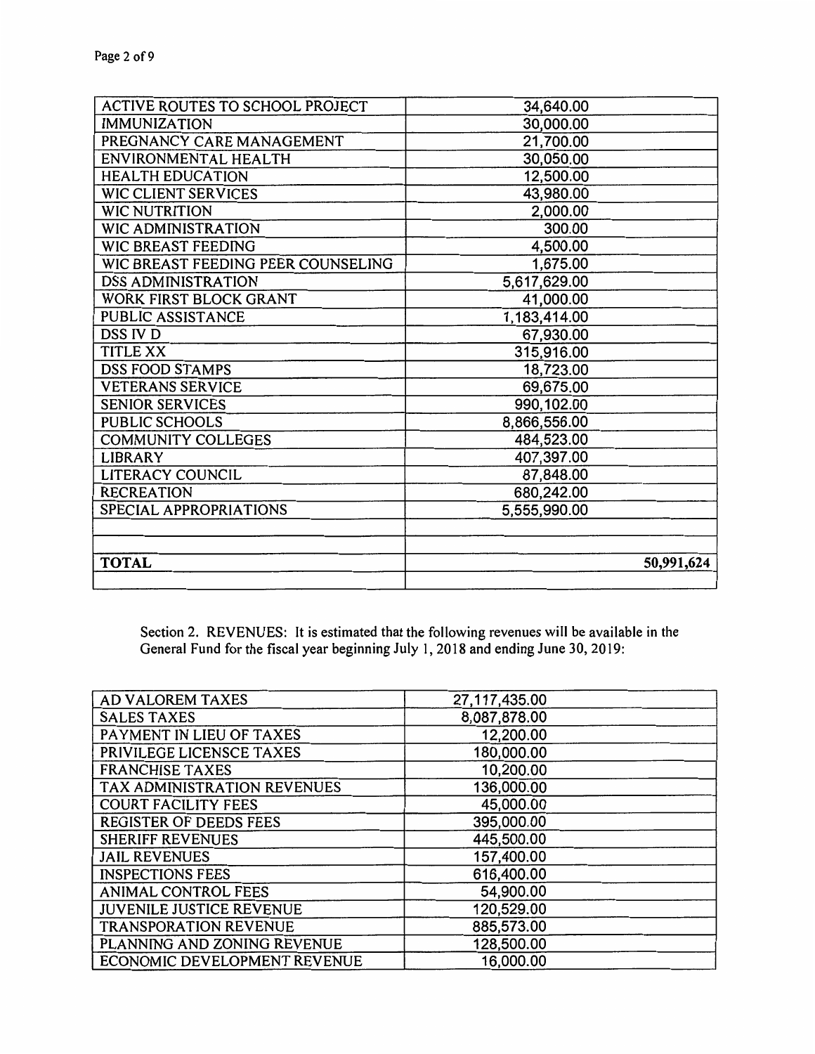| | |
|---|---|
| ACTIVE ROUTES TO SCHOOL PROJECT | 34,640.00 |
| IMMUNIZATION | 30,000.00 |
| PREGNANCY CARE MANAGEMENT | 21,700.00 |
| ENVIRONMENTAL HEALTH | 30,050.00 |
| HEALTH EDUCATION | 12,500.00 |
| WIC CLIENT SERVICES | 43,980.00 |
| WIC NUTRITION | 2,000.00 |
| WIC ADMINISTRATION | 300.00 |
| WIC BREAST FEEDING | 4,500.00 |
| WIC BREAST FEEDING PEER COUNSELING | 1,675.00 |
| DSS ADMINISTRATION | 5,617,629.00 |
| WORK FIRST BLOCK GRANT | 41,000.00 |
| PUBLIC ASSISTANCE | 1,183,414.00 |
| DSS IV D | 67,930.00 |
| TITLE XX | 315,916.00 |
| DSS FOOD STAMPS | 18,723.00 |
| VETERANS SERVICE | 69,675.00 |
| SENIOR SERVICES | 990,102.00 |
| PUBLIC SCHOOLS | 8,866,556.00 |
| COMMUNITY COLLEGES | 484,523.00 |
| LIBRARY | 407,397.00 |
| LITERACY COUNCIL | 87,848.00 |
| RECREATION | 680,242.00 |
| SPECIAL APPROPRIATIONS | 5,555,990.00 |
| | |
| | |
| **TOTAL** | **50,991,624** |
| | |

Section 2. REVENUES: It is estimated that the following revenues will be available in the General Fund for the fiscal year beginning July 1, 2018 and ending June 30, 2019:

| | |
|---|---|
| AD VALOREM TAXES | 27,117,435.00 |
| SALES TAXES | 8,087,878.00 |
| PAYMENT IN LIEU OF TAXES | 12,200.00 |
| PRIVILEGE LICENSCE TAXES | 180,000.00 |
| FRANCHISE TAXES | 10,200.00 |
| TAX ADMINISTRATION REVENUES | 136,000.00 |
| COURT FACILITY FEES | 45,000.00 |
| REGISTER OF DEEDS FEES | 395,000.00 |
| SHERIFF REVENUES | 445,500.00 |
| JAIL REVENUES | 157,400.00 |
| INSPECTIONS FEES | 616,400.00 |
| ANIMAL CONTROL FEES | 54,900.00 |
| JUVENILE JUSTICE REVENUE | 120,529.00 |
| TRANSPORATION REVENUE | 885,573.00 |
| PLANNING AND ZONING REVENUE | 128,500.00 |
| ECONOMIC DEVELOPMENT REVENUE | 16,000.00 |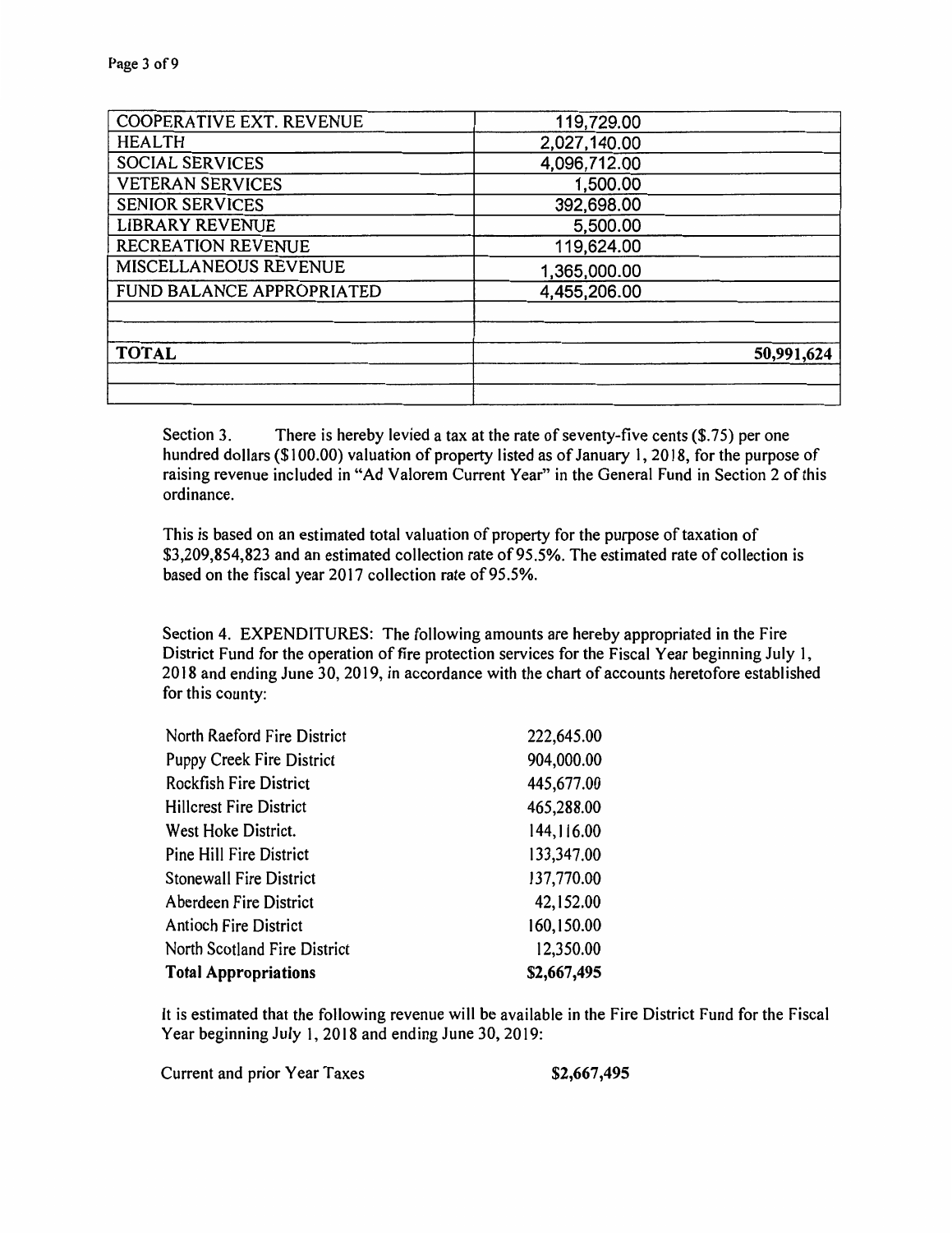| COOPERATIVE EXT. REVENUE | 119,729.00 | |
|---|---|---|
| HEALTH | 2,027,140.00 | |
| SOCIAL SERVICES | 4,096,712.00 | |
| VETERAN SERVICES | 1,500.00 | |
| SENIOR SERVICES | 392,698.00 | |
| LIBRARY REVENUE | 5,500.00 | |
| RECREATION REVENUE | 119,624.00 | |
| MISCELLANEOUS REVENUE | 1,365,000.00 | |
| FUND BALANCE APPROPRIATED | 4,455,206.00 | |
| | | |
| **TOTAL** | | **50,991,624** |
| | | |

Section 3. There is hereby levied a tax at the rate of seventy-five cents ($.75) per one hundred dollars ($100.00) valuation of property listed as of January 1, 2018, for the purpose of raising revenue included in "Ad Valorem Current Year" in the General Fund in Section 2 of this ordinance.

This is based on an estimated total valuation of property for the purpose of taxation of $3,209,854,823 and an estimated collection rate of 95.5%. The estimated rate of collection is based on the fiscal year 2017 collection rate of 95.5%.

Section 4. EXPENDITURES: The following amounts are hereby appropriated in the Fire District Fund for the operation of fire protection services for the Fiscal Year beginning July 1, 2018 and ending June 30, 2019, in accordance with the chart of accounts heretofore established for this county:

| | |
|---|---|
| North Raeford Fire District | 222,645.00 |
| Puppy Creek Fire District | 904,000.00 |
| Rockfish Fire District | 445,677.00 |
| Hillcrest Fire District | 465,288.00 |
| West Hoke District. | 144,116.00 |
| Pine Hill Fire District | 133,347.00 |
| Stonewall Fire District | 137,770.00 |
| Aberdeen Fire District | 42,152.00 |
| Antioch Fire District | 160,150.00 |
| North Scotland Fire District | 12,350.00 |
| **Total Appropriations** | **$2,667,495** |

It is estimated that the following revenue will be available in the Fire District Fund for the Fiscal Year beginning July 1, 2018 and ending June 30, 2019:

| | |
|---|---|
| Current and prior Year Taxes | **$2,667,495** |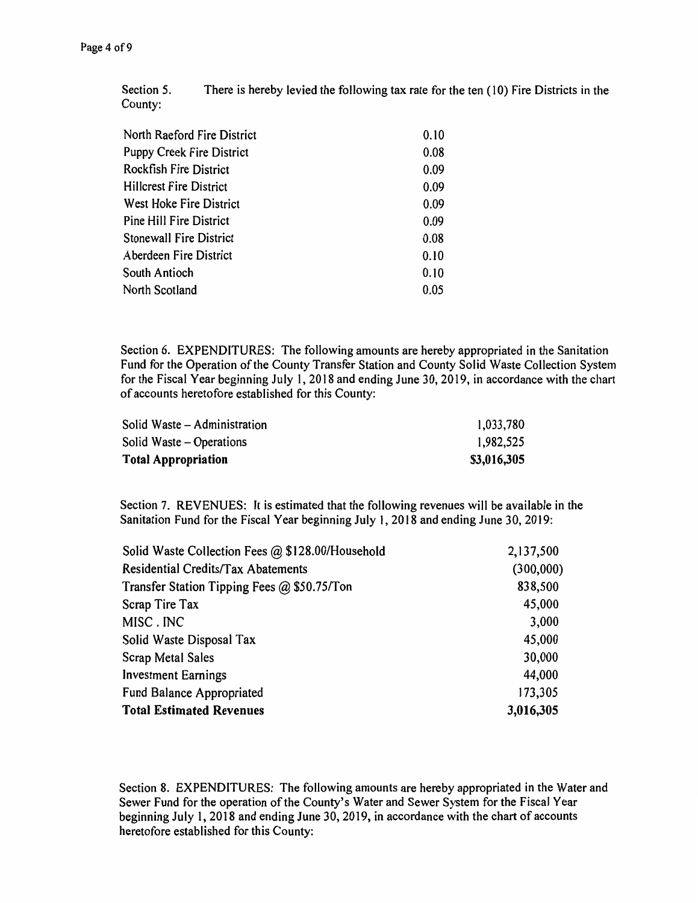Section 5. There is hereby levied the following tax rate for the ten (10) Fire Districts in the County:

| | |
|---|---|
| North Raeford Fire District | 0.10 |
| Puppy Creek Fire District | 0.08 |
| Rockfish Fire District | 0.09 |
| Hillcrest Fire District | 0.09 |
| West Hoke Fire District | 0.09 |
| Pine Hill Fire District | 0.09 |
| Stonewall Fire District | 0.08 |
| Aberdeen Fire District | 0.10 |
| South Antioch | 0.10 |
| North Scotland | 0.05 |

Section 6. EXPENDITURES: The following amounts are hereby appropriated in the Sanitation Fund for the Operation of the County Transfer Station and County Solid Waste Collection System for the Fiscal Year beginning July 1, 2018 and ending June 30, 2019, in accordance with the chart of accounts heretofore established for this County:

| | |
|---|---|
| Solid Waste – Administration | 1,033,780 |
| Solid Waste – Operations | 1,982,525 |
| **Total Appropriation** | **$3,016,305** |

Section 7. REVENUES: It is estimated that the following revenues will be available in the Sanitation Fund for the Fiscal Year beginning July 1, 2018 and ending June 30, 2019:

| | |
|---|---|
| Solid Waste Collection Fees @ $128.00/Household | 2,137,500 |
| Residential Credits/Tax Abatements | (300,000) |
| Transfer Station Tipping Fees @ $50.75/Ton | 838,500 |
| Scrap Tire Tax | 45,000 |
| MISC . INC | 3,000 |
| Solid Waste Disposal Tax | 45,000 |
| Scrap Metal Sales | 30,000 |
| Investment Earnings | 44,000 |
| Fund Balance Appropriated | 173,305 |
| **Total Estimated Revenues** | **3,016,305** |

Section 8. EXPENDITURES: The following amounts are hereby appropriated in the Water and Sewer Fund for the operation of the County's Water and Sewer System for the Fiscal Year beginning July 1, 2018 and ending June 30, 2019, in accordance with the chart of accounts heretofore established for this County: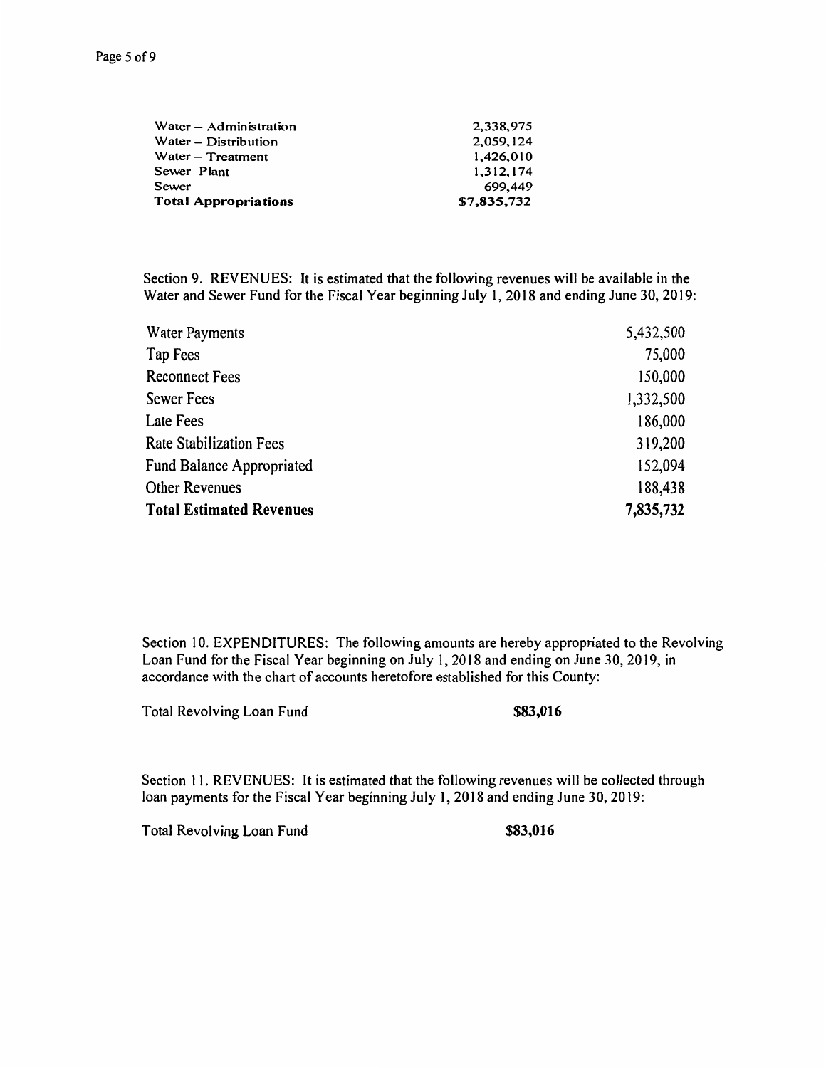| | |
|---|---|
| Water – Administration | 2,338,975 |
| Water – Distribution | 2,059,124 |
| Water – Treatment | 1,426,010 |
| Sewer Plant | 1,312,174 |
| Sewer | 699,449 |
| **Total Appropriations** | **$7,835,732** |

Section 9. REVENUES: It is estimated that the following revenues will be available in the Water and Sewer Fund for the Fiscal Year beginning July 1, 2018 and ending June 30, 2019:

| | |
|---|---|
| Water Payments | 5,432,500 |
| Tap Fees | 75,000 |
| Reconnect Fees | 150,000 |
| Sewer Fees | 1,332,500 |
| Late Fees | 186,000 |
| Rate Stabilization Fees | 319,200 |
| Fund Balance Appropriated | 152,094 |
| Other Revenues | 188,438 |
| **Total Estimated Revenues** | **7,835,732** |

Section 10. EXPENDITURES: The following amounts are hereby appropriated to the Revolving Loan Fund for the Fiscal Year beginning on July 1, 2018 and ending on June 30, 2019, in accordance with the chart of accounts heretofore established for this County:

Total Revolving Loan Fund **$83,016**

Section 11. REVENUES: It is estimated that the following revenues will be collected through loan payments for the Fiscal Year beginning July 1, 2018 and ending June 30, 2019:

Total Revolving Loan Fund **$83,016**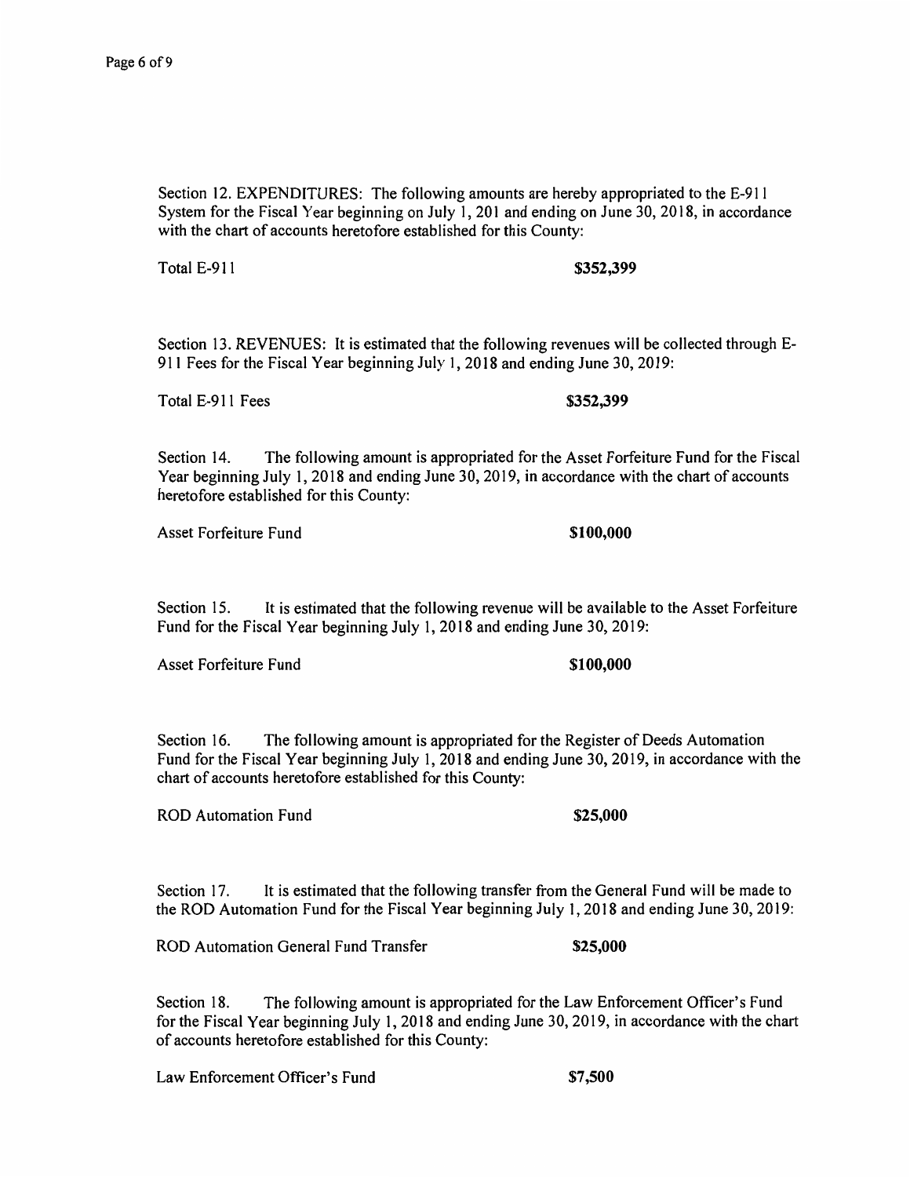Section 12. EXPENDITURES: The following amounts are hereby appropriated to the E-911 System for the Fiscal Year beginning on July 1, 201 and ending on June 30, 2018, in accordance with the chart of accounts heretofore established for this County:

Total E-911 **$352,399**

Section 13. REVENUES: It is estimated that the following revenues will be collected through E-911 Fees for the Fiscal Year beginning July 1, 2018 and ending June 30, 2019:

Total E-911 Fees **$352,399**

Section 14. The following amount is appropriated for the Asset Forfeiture Fund for the Fiscal Year beginning July 1, 2018 and ending June 30, 2019, in accordance with the chart of accounts heretofore established for this County:

Asset Forfeiture Fund **$100,000**

Section 15. It is estimated that the following revenue will be available to the Asset Forfeiture Fund for the Fiscal Year beginning July 1, 2018 and ending June 30, 2019:

Asset Forfeiture Fund **$100,000**

Section 16. The following amount is appropriated for the Register of Deeds Automation Fund for the Fiscal Year beginning July 1, 2018 and ending June 30, 2019, in accordance with the chart of accounts heretofore established for this County:

ROD Automation Fund **$25,000**

Section 17. It is estimated that the following transfer from the General Fund will be made to the ROD Automation Fund for the Fiscal Year beginning July 1, 2018 and ending June 30, 2019:

ROD Automation General Fund Transfer **$25,000**

Section 18. The following amount is appropriated for the Law Enforcement Officer's Fund for the Fiscal Year beginning July 1, 2018 and ending June 30, 2019, in accordance with the chart of accounts heretofore established for this County:

Law Enforcement Officer's Fund **$7,500**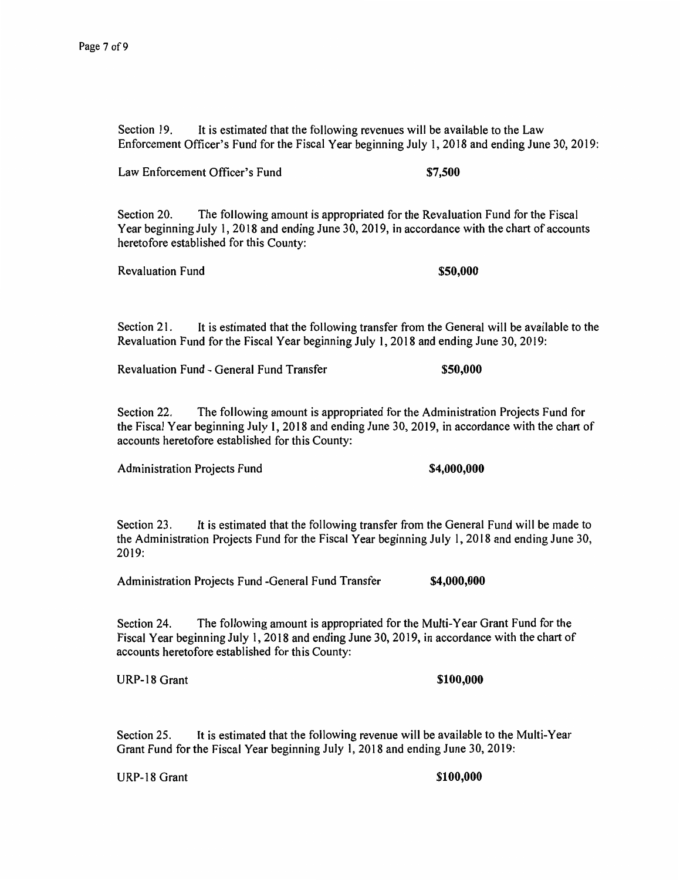Section 19. It is estimated that the following revenues will be available to the Law Enforcement Officer's Fund for the Fiscal Year beginning July 1, 2018 and ending June 30, 2019:

Law Enforcement Officer's Fund **$7,500**

Section 20. The following amount is appropriated for the Revaluation Fund for the Fiscal Year beginning July 1, 2018 and ending June 30, 2019, in accordance with the chart of accounts heretofore established for this County:

Revaluation Fund **$50,000**

Section 21. It is estimated that the following transfer from the General will be available to the Revaluation Fund for the Fiscal Year beginning July 1, 2018 and ending June 30, 2019:

Revaluation Fund - General Fund Transfer **$50,000**

Section 22. The following amount is appropriated for the Administration Projects Fund for the Fiscal Year beginning July 1, 2018 and ending June 30, 2019, in accordance with the chart of accounts heretofore established for this County:

Administration Projects Fund **$4,000,000**

Section 23. It is estimated that the following transfer from the General Fund will be made to the Administration Projects Fund for the Fiscal Year beginning July 1, 2018 and ending June 30, 2019:

Administration Projects Fund -General Fund Transfer **$4,000,000**

Section 24. The following amount is appropriated for the Multi-Year Grant Fund for the Fiscal Year beginning July 1, 2018 and ending June 30, 2019, in accordance with the chart of accounts heretofore established for this County:

URP-18 Grant **$100,000**

Section 25. It is estimated that the following revenue will be available to the Multi-Year Grant Fund for the Fiscal Year beginning July 1, 2018 and ending June 30, 2019:

URP-18 Grant **$100,000**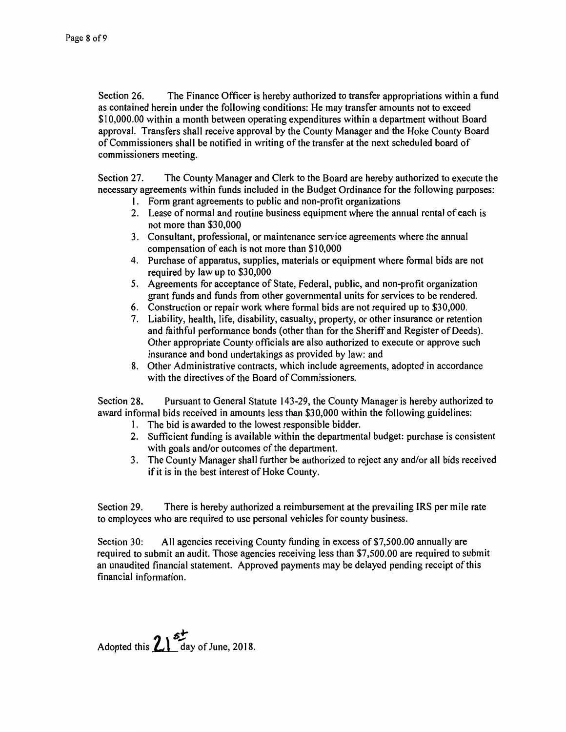Section 26. The Finance Officer is hereby authorized to transfer appropriations within a fund as contained herein under the following conditions: He may transfer amounts not to exceed $10,000.00 within a month between operating expenditures within a department without Board approval. Transfers shall receive approval by the County Manager and the Hoke County Board of Commissioners shall be notified in writing of the transfer at the next scheduled board of commissioners meeting.

Section 27. The County Manager and Clerk to the Board are hereby authorized to execute the necessary agreements within funds included in the Budget Ordinance for the following purposes:

1. Form grant agreements to public and non-profit organizations
2. Lease of normal and routine business equipment where the annual rental of each is not more than $30,000
3. Consultant, professional, or maintenance service agreements where the annual compensation of each is not more than $10,000
4. Purchase of apparatus, supplies, materials or equipment where formal bids are not required by law up to $30,000
5. Agreements for acceptance of State, Federal, public, and non-profit organization grant funds and funds from other governmental units for services to be rendered.
6. Construction or repair work where formal bids are not required up to $30,000.
7. Liability, health, life, disability, casualty, property, or other insurance or retention and faithful performance bonds (other than for the Sheriff and Register of Deeds). Other appropriate County officials are also authorized to execute or approve such insurance and bond undertakings as provided by law: and
8. Other Administrative contracts, which include agreements, adopted in accordance with the directives of the Board of Commissioners.

Section 28. Pursuant to General Statute 143-29, the County Manager is hereby authorized to award informal bids received in amounts less than $30,000 within the following guidelines:

1. The bid is awarded to the lowest responsible bidder.
2. Sufficient funding is available within the departmental budget: purchase is consistent with goals and/or outcomes of the department.
3. The County Manager shall further be authorized to reject any and/or all bids received if it is in the best interest of Hoke County.

Section 29. There is hereby authorized a reimbursement at the prevailing IRS per mile rate to employees who are required to use personal vehicles for county business.

Section 30: All agencies receiving County funding in excess of $7,500.00 annually are required to submit an audit. Those agencies receiving less than $7,500.00 are required to submit an unaudited financial statement. Approved payments may be delayed pending receipt of this financial information.

Adopted this 21st day of June, 2018.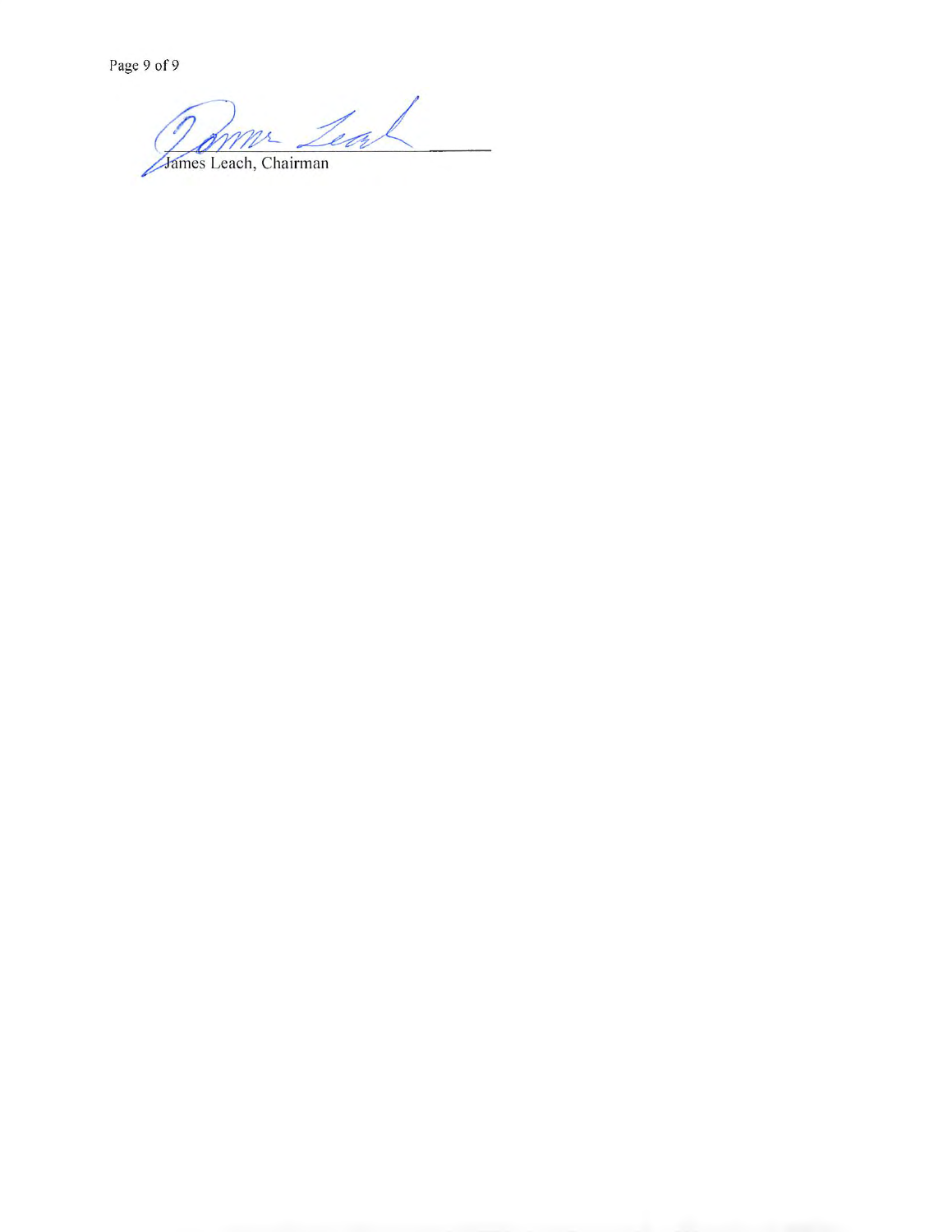James Leach, Chairman